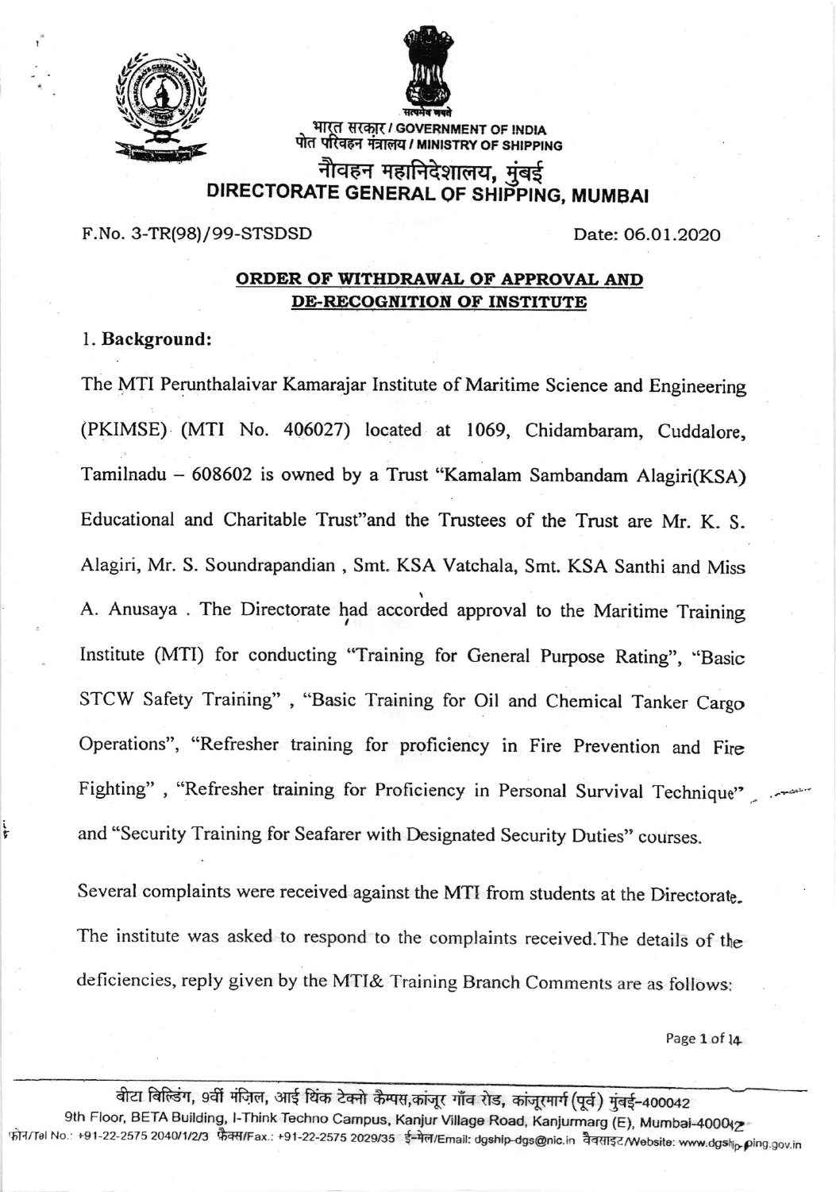भारत सरकार / GOVERNMENT OF INDIA
पोत परिवहन मंत्रालय / MINISTRY OF SHIPPING

# नौवहन महानिदेशालय, मुंबई
# DIRECTORATE GENERAL OF SHIPPING, MUMBAI

F.No. 3-TR(98)/99-STSDSD Date: 06.01.2020

## ORDER OF WITHDRAWAL OF APPROVAL AND DE-RECOGNITION OF INSTITUTE

### 1. Background:

The MTI Perunthalaivar Kamarajar Institute of Maritime Science and Engineering (PKIMSE) (MTI No. 406027) located at 1069, Chidambaram, Cuddalore, Tamilnadu – 608602 is owned by a Trust "Kamalam Sambandam Alagiri(KSA) Educational and Charitable Trust"and the Trustees of the Trust are Mr. K. S. Alagiri, Mr. S. Soundrapandian , Smt. KSA Vatchala, Smt. KSA Santhi and Miss A. Anusaya . The Directorate had accorded approval to the Maritime Training Institute (MTI) for conducting "Training for General Purpose Rating", "Basic STCW Safety Training" , "Basic Training for Oil and Chemical Tanker Cargo Operations", "Refresher training for proficiency in Fire Prevention and Fire Fighting" , "Refresher training for Proficiency in Personal Survival Technique" and "Security Training for Seafarer with Designated Security Duties" courses.

Several complaints were received against the MTI from students at the Directorate. The institute was asked to respond to the complaints received.The details of the deficiencies, reply given by the MTI& Training Branch Comments are as follows:

बीटा बिल्डिंग, 9वीं मंज़िल, आई थिंक टेक्नो कैम्पस,कांजूर गाँव रोड, कांजूरमार्ग (पूर्व) मुंबई-400042
9th Floor, BETA Building, I-Think Techno Campus, Kanjur Village Road, Kanjurmarg (E), Mumbai-400042
फ़ोन/Tel No.: +91-22-2575 2040/1/2/3 फ़ैक्स/Fax.: +91-22-2575 2029/35 ई-मेल/Email: dgship-dgs@nic.in वेबसाइट/Website: www.dgshipping.gov.in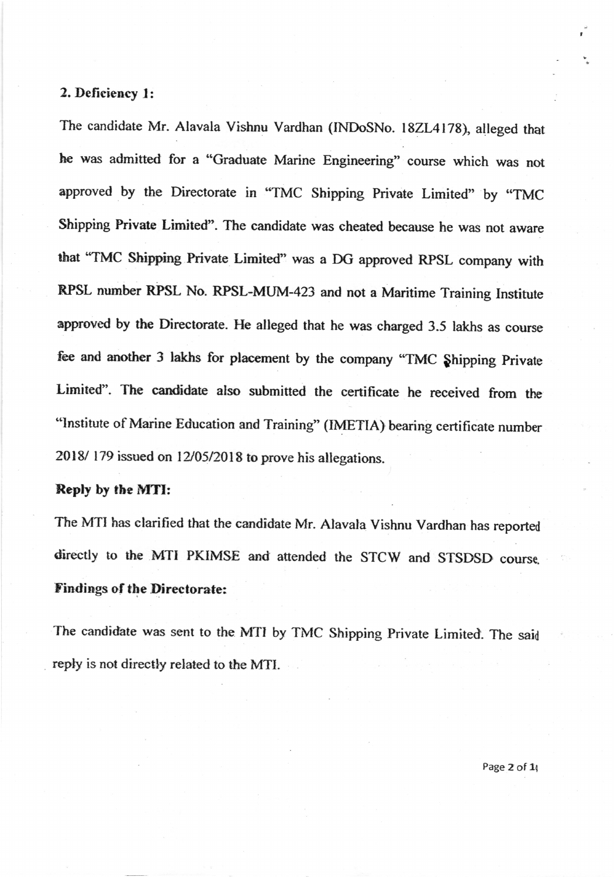**2. Deficiency 1:**

The candidate Mr. Alavala Vishnu Vardhan (INDoSNo. 18ZL4178), alleged that he was admitted for a "Graduate Marine Engineering" course which was not approved by the Directorate in "TMC Shipping Private Limited" by "TMC Shipping Private Limited". The candidate was cheated because he was not aware that "TMC Shipping Private Limited" was a DG approved RPSL company with RPSL number RPSL No. RPSL-MUM-423 and not a Maritime Training Institute approved by the Directorate. He alleged that he was charged 3.5 lakhs as course fee and another 3 lakhs for placement by the company "TMC Shipping Private Limited". The candidate also submitted the certificate he received from the "Institute of Marine Education and Training" (IMETIA) bearing certificate number 2018/ 179 issued on 12/05/2018 to prove his allegations.

**Reply by the MTI:**

The MTI has clarified that the candidate Mr. Alavala Vishnu Vardhan has reported directly to the MTI PKIMSE and attended the STCW and STSDSD course.

**Findings of the Directorate:**

The candidate was sent to the MTI by TMC Shipping Private Limited. The said reply is not directly related to the MTI.